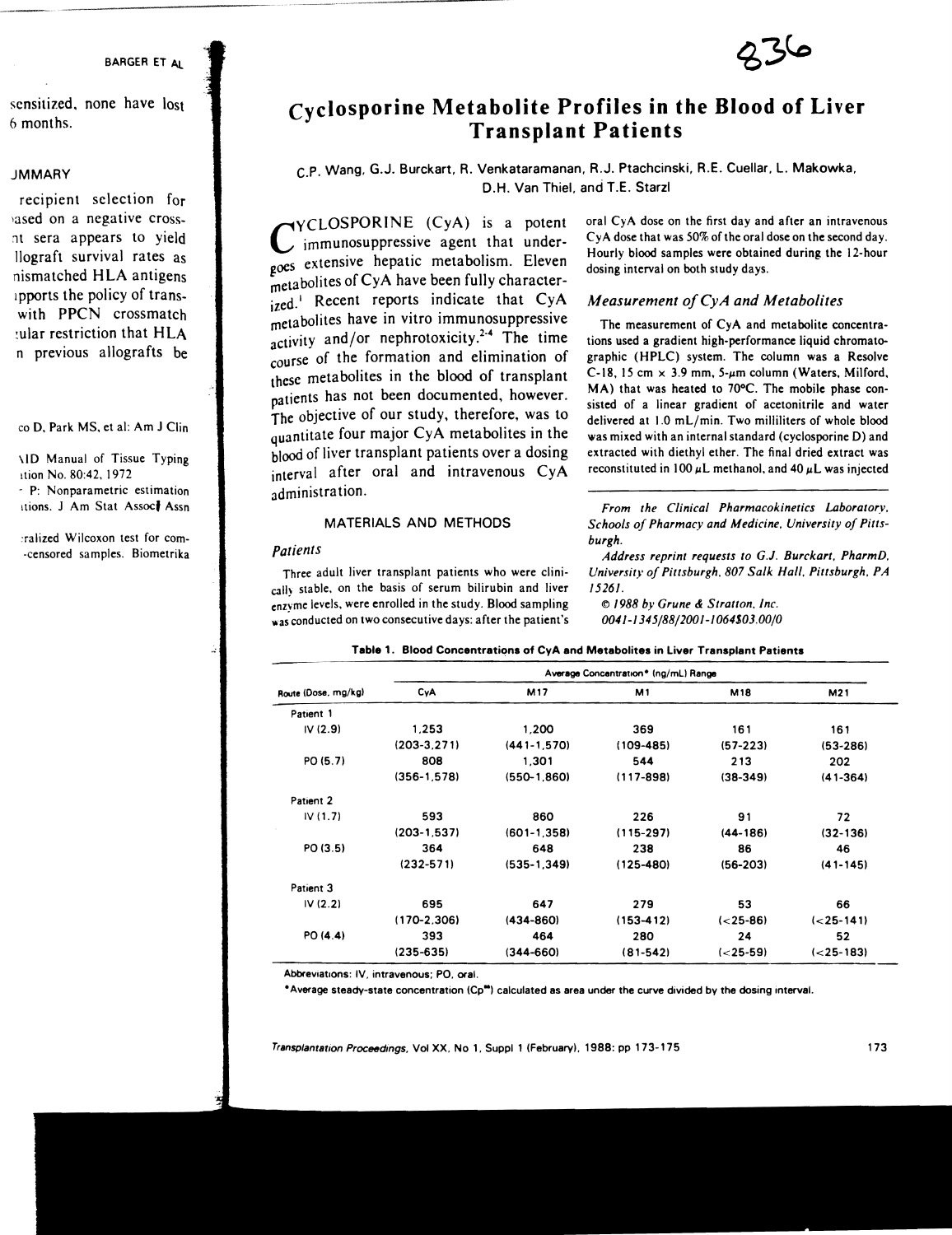# Cyclosporine Metabolite Profiles in the Blood of Liver Transplant Patients

C.P. Wang, G.J. Burckart, R. Venkataramanan, R.J. Ptachcinski, R.E. Cuellar, L. Makowka, D.H. Van Thiel, and T.E. Starzl

CYCLOSPORINE (CyA) is a potent immunosuppressive agent that undergoes extensive hepatic metabolism. Eleven metabolites of CyA have been fully characterized.[1] Recent reports indicate that CyA metabolites have in vitro immunosuppressive activity and/or nephrotoxicity.[2-4] The time course of the formation and elimination of these metabolites in the blood of transplant patients has not been documented, however. The objective of our study, therefore, was to quantitate four major CyA metabolites in the blood of liver transplant patients over a dosing interval after oral and intravenous CyA administration.

## MATERIALS AND METHODS

### *Patients*

Three adult liver transplant patients who were clinically stable, on the basis of serum bilirubin and liver enzyme levels, were enrolled in the study. Blood sampling was conducted on two consecutive days: after the patient's oral CyA dose on the first day and after an intravenous CyA dose that was 50% of the oral dose on the second day. Hourly blood samples were obtained during the 12-hour dosing interval on both study days.

### *Measurement of CyA and Metabolites*

The measurement of CyA and metabolite concentrations used a gradient high-performance liquid chromatographic (HPLC) system. The column was a Resolve C-18, 15 cm × 3.9 mm, 5-μm column (Waters, Milford, MA) that was heated to 70°C. The mobile phase consisted of a linear gradient of acetonitrile and water delivered at 1.0 mL/min. Two milliliters of whole blood was mixed with an internal standard (cyclosporine D) and extracted with diethyl ether. The final dried extract was reconstituted in 100 μL methanol, and 40 μL was injected

*From the Clinical Pharmacokinetics Laboratory, Schools of Pharmacy and Medicine, University of Pittsburgh.*

*Address reprint requests to G.J. Burckart, PharmD, University of Pittsburgh, 807 Salk Hall, Pittsburgh, PA 15261.*

© *1988 by Grune & Stratton, Inc.*
*0041-1345/88/2001-1064$03.00/0*

**Table 1. Blood Concentrations of CyA and Metabolites in Liver Transplant Patients**

| Route (Dose, mg/kg) | Average Concentration* (ng/mL) Range | | | | |
|---|---|---|---|---|---|
| | CyA | M17 | M1 | M18 | M21 |
| Patient 1 | | | | | |
| IV (2.9) | 1,253 (203-3,271) | 1,200 (441-1,570) | 369 (109-485) | 161 (57-223) | 161 (53-286) |
| PO (5.7) | 808 (356-1,578) | 1,301 (550-1,860) | 544 (117-898) | 213 (38-349) | 202 (41-364) |
| Patient 2 | | | | | |
| IV (1.7) | 593 (203-1,537) | 860 (601-1,358) | 226 (115-297) | 91 (44-186) | 72 (32-136) |
| PO (3.5) | 364 (232-571) | 648 (535-1,349) | 238 (125-480) | 86 (56-203) | 46 (41-145) |
| Patient 3 | | | | | |
| IV (2.2) | 695 (170-2,306) | 647 (434-860) | 279 (153-412) | 53 (<25-86) | 66 (<25-141) |
| PO (4.4) | 393 (235-635) | 464 (344-660) | 280 (81-542) | 24 (<25-59) | 52 (<25-183) |

Abbreviations: IV, intravenous; PO, oral.

*Average steady-state concentration ($Cp^{ss}$) calculated as area under the curve divided by the dosing interval.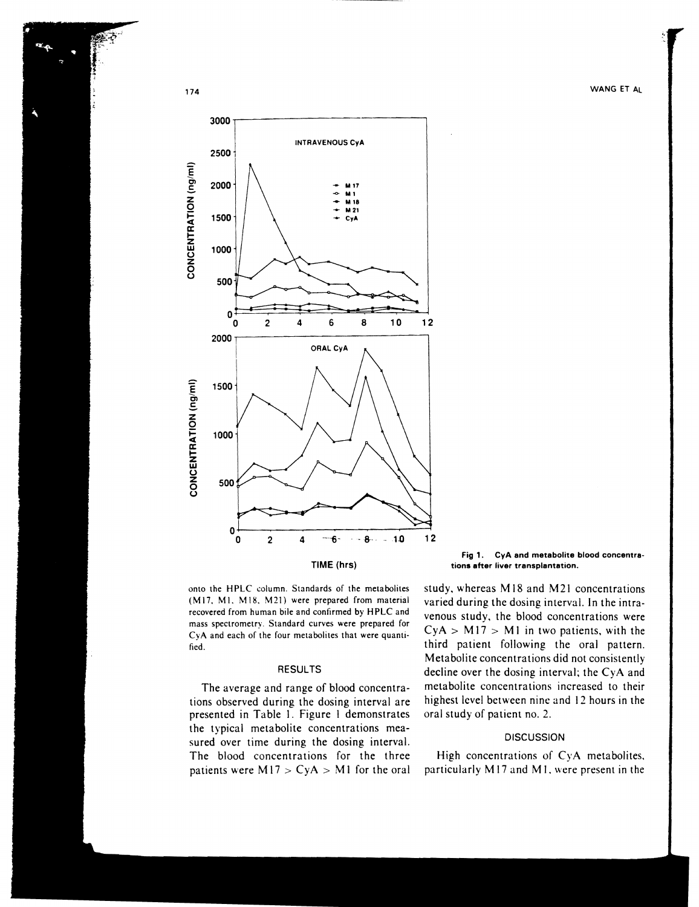Fig 1. CyA and metabolite blood concentrations after liver transplantation.

onto the HPLC column. Standards of the metabolites (M17, M1, M18, M21) were prepared from material recovered from human bile and confirmed by HPLC and mass spectrometry. Standard curves were prepared for CyA and each of the four metabolites that were quantified.

## RESULTS

The average and range of blood concentrations observed during the dosing interval are presented in Table 1. Figure 1 demonstrates the typical metabolite concentrations measured over time during the dosing interval. The blood concentrations for the three patients were M17 > CyA > M1 for the oral study, whereas M18 and M21 concentrations varied during the dosing interval. In the intravenous study, the blood concentrations were CyA > M17 > M1 in two patients, with the third patient following the oral pattern. Metabolite concentrations did not consistently decline over the dosing interval; the CyA and metabolite concentrations increased to their highest level between nine and 12 hours in the oral study of patient no. 2.

## DISCUSSION

High concentrations of CyA metabolites, particularly M17 and M1, were present in the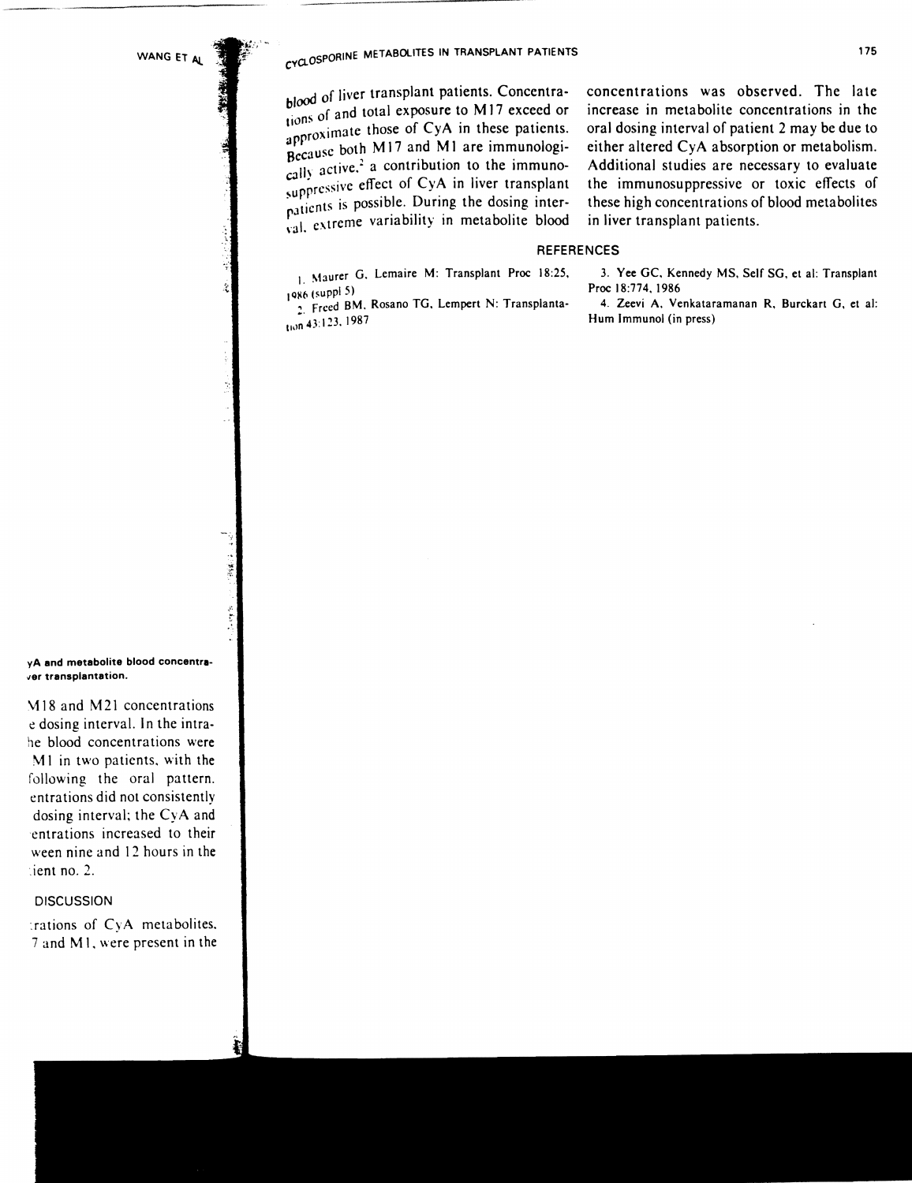blood of liver transplant patients. Concentrations of and total exposure to M17 exceed or approximate those of CyA in these patients. Because both M17 and M1 are immunologically active,[2] a contribution to the immunosuppressive effect of CyA in liver transplant patients is possible. During the dosing interval, extreme variability in metabolite blood concentrations was observed. The late increase in metabolite concentrations in the oral dosing interval of patient 2 may be due to either altered CyA absorption or metabolism. Additional studies are necessary to evaluate the immunosuppressive or toxic effects of these high concentrations of blood metabolites in liver transplant patients.

## REFERENCES

1. Maurer G, Lemaire M: Transplant Proc 18:25, 1986 (suppl 5)
2. Freed BM, Rosano TG, Lempert N: Transplantation 43:123, 1987
3. Yee GC, Kennedy MS, Self SG, et al: Transplant Proc 18:774, 1986
4. Zeevi A, Venkataramanan R, Burckart G, et al: Hum Immunol (in press)